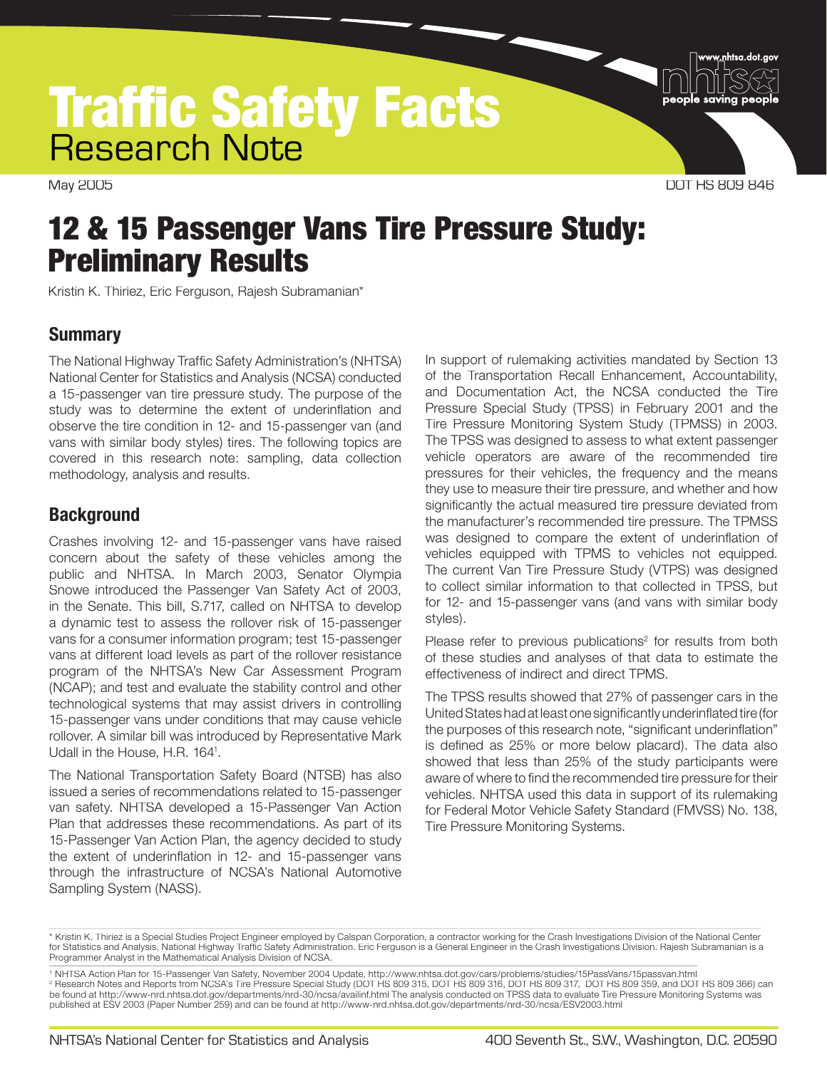# Traffic Safety Facts

## Research Note

May 2005

DOT HS 809 846

# 12 & 15 Passenger Vans Tire Pressure Study: Preliminary Results

Kristin K. Thiriez, Eric Ferguson, Rajesh Subramanian*

## Summary

The National Highway Traffic Safety Administration's (NHTSA) National Center for Statistics and Analysis (NCSA) conducted a 15-passenger van tire pressure study. The purpose of the study was to determine the extent of underinflation and observe the tire condition in 12- and 15-passenger van (and vans with similar body styles) tires. The following topics are covered in this research note: sampling, data collection methodology, analysis and results.

## Background

Crashes involving 12- and 15-passenger vans have raised concern about the safety of these vehicles among the public and NHTSA. In March 2003, Senator Olympia Snowe introduced the Passenger Van Safety Act of 2003, in the Senate. This bill, S.717, called on NHTSA to develop a dynamic test to assess the rollover risk of 15-passenger vans for a consumer information program; test 15-passenger vans at different load levels as part of the rollover resistance program of the NHTSA's New Car Assessment Program (NCAP); and test and evaluate the stability control and other technological systems that may assist drivers in controlling 15-passenger vans under conditions that may cause vehicle rollover. A similar bill was introduced by Representative Mark Udall in the House, H.R. 164[1].

The National Transportation Safety Board (NTSB) has also issued a series of recommendations related to 15-passenger van safety. NHTSA developed a 15-Passenger Van Action Plan that addresses these recommendations. As part of its 15-Passenger Van Action Plan, the agency decided to study the extent of underinflation in 12- and 15-passenger vans through the infrastructure of NCSA's National Automotive Sampling System (NASS).

In support of rulemaking activities mandated by Section 13 of the Transportation Recall Enhancement, Accountability, and Documentation Act, the NCSA conducted the Tire Pressure Special Study (TPSS) in February 2001 and the Tire Pressure Monitoring System Study (TPMSS) in 2003. The TPSS was designed to assess to what extent passenger vehicle operators are aware of the recommended tire pressures for their vehicles, the frequency and the means they use to measure their tire pressure, and whether and how significantly the actual measured tire pressure deviated from the manufacturer's recommended tire pressure. The TPMSS was designed to compare the extent of underinflation of vehicles equipped with TPMS to vehicles not equipped. The current Van Tire Pressure Study (VTPS) was designed to collect similar information to that collected in TPSS, but for 12- and 15-passenger vans (and vans with similar body styles).

Please refer to previous publications[2] for results from both of these studies and analyses of that data to estimate the effectiveness of indirect and direct TPMS.

The TPSS results showed that 27% of passenger cars in the United States had at least one significantly underinflated tire (for the purposes of this research note, "significant underinflation" is defined as 25% or more below placard). The data also showed that less than 25% of the study participants were aware of where to find the recommended tire pressure for their vehicles. NHTSA used this data in support of its rulemaking for Federal Motor Vehicle Safety Standard (FMVSS) No. 138, Tire Pressure Monitoring Systems.

---

* Kristin K. Thiriez is a Special Studies Project Engineer employed by Calspan Corporation, a contractor working for the Crash Investigations Division of the National Center for Statistics and Analysis, National Highway Traffic Safety Administration. Eric Ferguson is a General Engineer in the Crash Investigations Division. Rajesh Subramanian is a Programmer Analyst in the Mathematical Analysis Division of NCSA.

[1] NHTSA Action Plan for 15-Passenger Van Safety, November 2004 Update, http://www.nhtsa.dot.gov/cars/problems/studies/15PassVans/15passvan.html

[2] Research Notes and Reports from NCSA's Tire Pressure Special Study (DOT HS 809 315, DOT HS 809 316, DOT HS 809 317, DOT HS 809 359, and DOT HS 809 366) can be found at http://www-nrd.nhtsa.dot.gov/departments/nrd-30/ncsa/availinf.html The analysis conducted on TPSS data to evaluate Tire Pressure Monitoring Systems was published at ESV 2003 (Paper Number 259) and can be found at http://www-nrd.nhtsa.dot.gov/departments/nrd-30/ncsa/ESV2003.html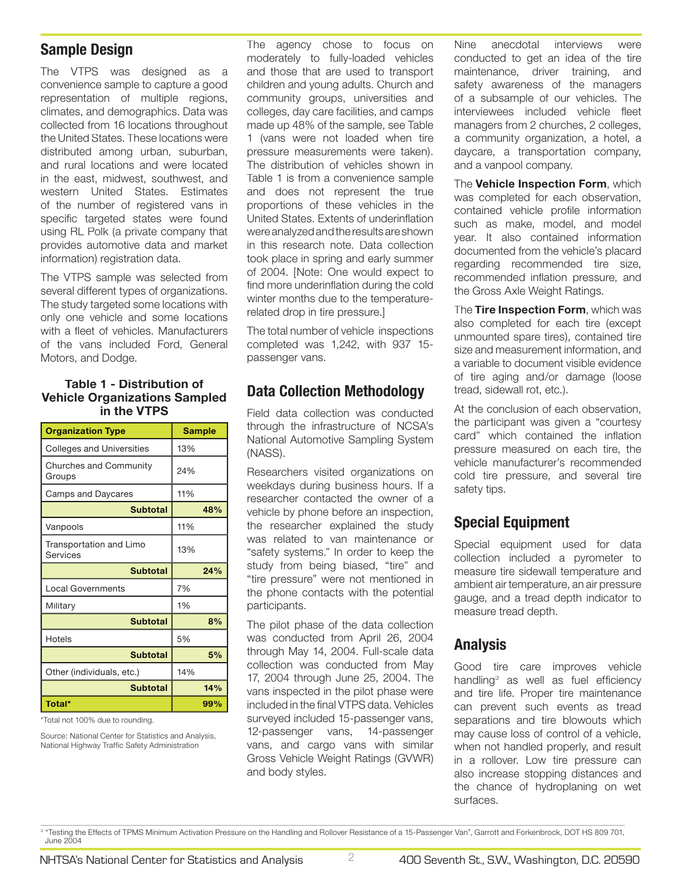## Sample Design

The VTPS was designed as a convenience sample to capture a good representation of multiple regions, climates, and demographics. Data was collected from 16 locations throughout the United States. These locations were distributed among urban, suburban, and rural locations and were located in the east, midwest, southwest, and western United States. Estimates of the number of registered vans in specific targeted states were found using RL Polk (a private company that provides automotive data and market information) registration data.

The VTPS sample was selected from several different types of organizations. The study targeted some locations with only one vehicle and some locations with a fleet of vehicles. Manufacturers of the vans included Ford, General Motors, and Dodge.

**Table 1 - Distribution of Vehicle Organizations Sampled in the VTPS**

| Organization Type | Sample |
|---|---|
| Colleges and Universities | 13% |
| Churches and Community Groups | 24% |
| Camps and Daycares | 11% |
| **Subtotal** | **48%** |
| Vanpools | 11% |
| Transportation and Limo Services | 13% |
| **Subtotal** | **24%** |
| Local Governments | 7% |
| Military | 1% |
| **Subtotal** | **8%** |
| Hotels | 5% |
| **Subtotal** | **5%** |
| Other (individuals, etc.) | 14% |
| **Subtotal** | **14%** |
| **Total*** | **99%** |

*Total not 100% due to rounding.

Source: National Center for Statistics and Analysis, National Highway Traffic Safety Administration

The agency chose to focus on moderately to fully-loaded vehicles and those that are used to transport children and young adults. Church and community groups, universities and colleges, day care facilities, and camps made up 48% of the sample, see Table 1 (vans were not loaded when tire pressure measurements were taken). The distribution of vehicles shown in Table 1 is from a convenience sample and does not represent the true proportions of these vehicles in the United States. Extents of underinflation were analyzed and the results are shown in this research note. Data collection took place in spring and early summer of 2004. [Note: One would expect to find more underinflation during the cold winter months due to the temperature-related drop in tire pressure.]

The total number of vehicle inspections completed was 1,242, with 937 15-passenger vans.

## Data Collection Methodology

Field data collection was conducted through the infrastructure of NCSA's National Automotive Sampling System (NASS).

Researchers visited organizations on weekdays during business hours. If a researcher contacted the owner of a vehicle by phone before an inspection, the researcher explained the study was related to van maintenance or "safety systems." In order to keep the study from being biased, "tire" and "tire pressure" were not mentioned in the phone contacts with the potential participants.

The pilot phase of the data collection was conducted from April 26, 2004 through May 14, 2004. Full-scale data collection was conducted from May 17, 2004 through June 25, 2004. The vans inspected in the pilot phase were included in the final VTPS data. Vehicles surveyed included 15-passenger vans, 12-passenger vans, 14-passenger vans, and cargo vans with similar Gross Vehicle Weight Ratings (GVWR) and body styles.

Nine anecdotal interviews were conducted to get an idea of the tire maintenance, driver training, and safety awareness of the managers of a subsample of our vehicles. The interviewees included vehicle fleet managers from 2 churches, 2 colleges, a community organization, a hotel, a daycare, a transportation company, and a vanpool company.

The **Vehicle Inspection Form**, which was completed for each observation, contained vehicle profile information such as make, model, and model year. It also contained information documented from the vehicle's placard regarding recommended tire size, recommended inflation pressure, and the Gross Axle Weight Ratings.

The **Tire Inspection Form**, which was also completed for each tire (except unmounted spare tires), contained tire size and measurement information, and a variable to document visible evidence of tire aging and/or damage (loose tread, sidewall rot, etc.).

At the conclusion of each observation, the participant was given a "courtesy card" which contained the inflation pressure measured on each tire, the vehicle manufacturer's recommended cold tire pressure, and several tire safety tips.

## Special Equipment

Special equipment used for data collection included a pyrometer to measure tire sidewall temperature and ambient air temperature, an air pressure gauge, and a tread depth indicator to measure tread depth.

## Analysis

Good tire care improves vehicle handling[3] as well as fuel efficiency and tire life. Proper tire maintenance can prevent such events as tread separations and tire blowouts which may cause loss of control of a vehicle, when not handled properly, and result in a rollover. Low tire pressure can also increase stopping distances and the chance of hydroplaning on wet surfaces.

[3] "Testing the Effects of TPMS Minimum Activation Pressure on the Handling and Rollover Resistance of a 15-Passenger Van", Garrott and Forkenbrock, DOT HS 809 701, June 2004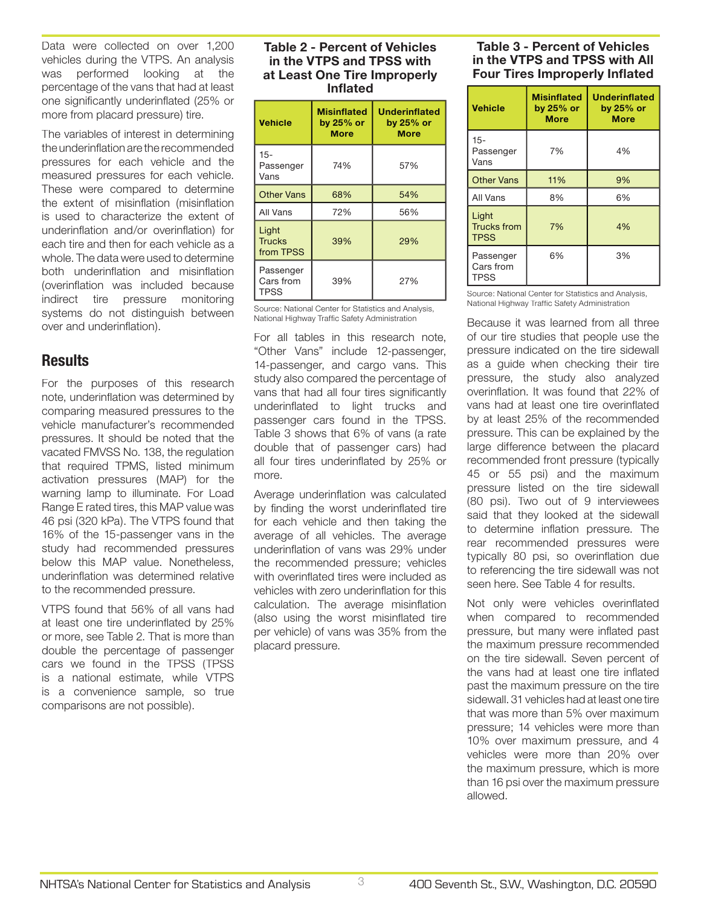Data were collected on over 1,200 vehicles during the VTPS. An analysis was performed looking at the percentage of the vans that had at least one significantly underinflated (25% or more from placard pressure) tire.

The variables of interest in determining the underinflation are the recommended pressures for each vehicle and the measured pressures for each vehicle. These were compared to determine the extent of misinflation (misinflation is used to characterize the extent of underinflation and/or overinflation) for each tire and then for each vehicle as a whole. The data were used to determine both underinflation and misinflation (overinflation was included because indirect tire pressure monitoring systems do not distinguish between over and underinflation).

## Results

For the purposes of this research note, underinflation was determined by comparing measured pressures to the vehicle manufacturer's recommended pressures. It should be noted that the vacated FMVSS No. 138, the regulation that required TPMS, listed minimum activation pressures (MAP) for the warning lamp to illuminate. For Load Range E rated tires, this MAP value was 46 psi (320 kPa). The VTPS found that 16% of the 15-passenger vans in the study had recommended pressures below this MAP value. Nonetheless, underinflation was determined relative to the recommended pressure.

VTPS found that 56% of all vans had at least one tire underinflated by 25% or more, see Table 2. That is more than double the percentage of passenger cars we found in the TPSS (TPSS is a national estimate, while VTPS is a convenience sample, so true comparisons are not possible).

**Table 2 - Percent of Vehicles in the VTPS and TPSS with at Least One Tire Improperly Inflated**

| Vehicle | Misinflated by 25% or More | Underinflated by 25% or More |
|---|---|---|
| 15-Passenger Vans | 74% | 57% |
| Other Vans | 68% | 54% |
| All Vans | 72% | 56% |
| Light Trucks from TPSS | 39% | 29% |
| Passenger Cars from TPSS | 39% | 27% |

Source: National Center for Statistics and Analysis, National Highway Traffic Safety Administration

For all tables in this research note, "Other Vans" include 12-passenger, 14-passenger, and cargo vans. This study also compared the percentage of vans that had all four tires significantly underinflated to light trucks and passenger cars found in the TPSS. Table 3 shows that 6% of vans (a rate double that of passenger cars) had all four tires underinflated by 25% or more.

Average underinflation was calculated by finding the worst underinflated tire for each vehicle and then taking the average of all vehicles. The average underinflation of vans was 29% under the recommended pressure; vehicles with overinflated tires were included as vehicles with zero underinflation for this calculation. The average misinflation (also using the worst misinflated tire per vehicle) of vans was 35% from the placard pressure.

**Table 3 - Percent of Vehicles in the VTPS and TPSS with All Four Tires Improperly Inflated**

| Vehicle | Misinflated by 25% or More | Underinflated by 25% or More |
|---|---|---|
| 15-Passenger Vans | 7% | 4% |
| Other Vans | 11% | 9% |
| All Vans | 8% | 6% |
| Light Trucks from TPSS | 7% | 4% |
| Passenger Cars from TPSS | 6% | 3% |

Source: National Center for Statistics and Analysis, National Highway Traffic Safety Administration

Because it was learned from all three of our tire studies that people use the pressure indicated on the tire sidewall as a guide when checking their tire pressure, the study also analyzed overinflation. It was found that 22% of vans had at least one tire overinflated by at least 25% of the recommended pressure. This can be explained by the large difference between the placard recommended front pressure (typically 45 or 55 psi) and the maximum pressure listed on the tire sidewall (80 psi). Two out of 9 interviewees said that they looked at the sidewall to determine inflation pressure. The rear recommended pressures were typically 80 psi, so overinflation due to referencing the tire sidewall was not seen here. See Table 4 for results.

Not only were vehicles overinflated when compared to recommended pressure, but many were inflated past the maximum pressure recommended on the tire sidewall. Seven percent of the vans had at least one tire inflated past the maximum pressure on the tire sidewall. 31 vehicles had at least one tire that was more than 5% over maximum pressure; 14 vehicles were more than 10% over maximum pressure, and 4 vehicles were more than 20% over the maximum pressure, which is more than 16 psi over the maximum pressure allowed.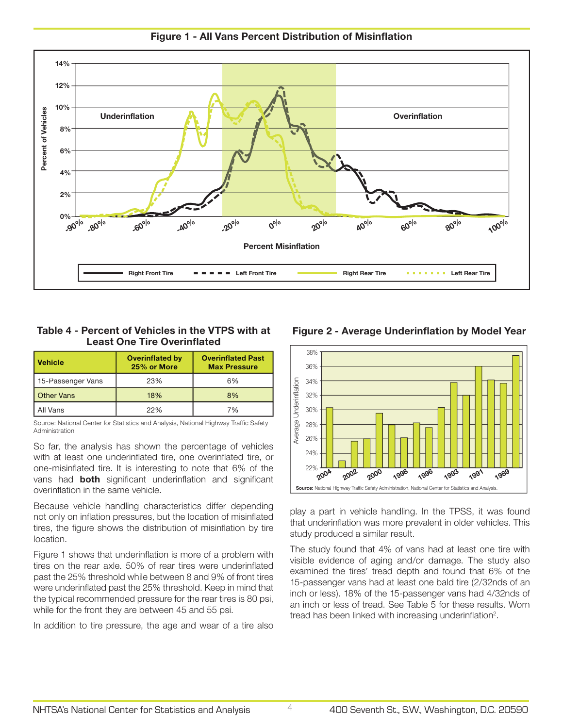**Figure 1 - All Vans Percent Distribution of Misinflation**

**Table 4 - Percent of Vehicles in the VTPS with at Least One Tire Overinflated**

| Vehicle | Overinflated by 25% or More | Overinflated Past Max Pressure |
|---|---|---|
| 15-Passenger Vans | 23% | 6% |
| Other Vans | 18% | 8% |
| All Vans | 22% | 7% |

Source: National Center for Statistics and Analysis, National Highway Traffic Safety Administration

So far, the analysis has shown the percentage of vehicles with at least one underinflated tire, one overinflated tire, or one-misinflated tire. It is interesting to note that 6% of the vans had **both** significant underinflation and significant overinflation in the same vehicle.

Because vehicle handling characteristics differ depending not only on inflation pressures, but the location of misinflated tires, the figure shows the distribution of misinflation by tire location.

Figure 1 shows that underinflation is more of a problem with tires on the rear axle. 50% of rear tires were underinflated past the 25% threshold while between 8 and 9% of front tires were underinflated past the 25% threshold. Keep in mind that the typical recommended pressure for the rear tires is 80 psi, while for the front they are between 45 and 55 psi.

In addition to tire pressure, the age and wear of a tire also play a part in vehicle handling. In the TPSS, it was found that underinflation was more prevalent in older vehicles. This study produced a similar result.

**Figure 2 - Average Underinflation by Model Year**

The study found that 4% of vans had at least one tire with visible evidence of aging and/or damage. The study also examined the tires' tread depth and found that 6% of the 15-passenger vans had at least one bald tire (2/32nds of an inch or less). 18% of the 15-passenger vans had 4/32nds of an inch or less of tread. See Table 5 for these results. Worn tread has been linked with increasing underinflation[2].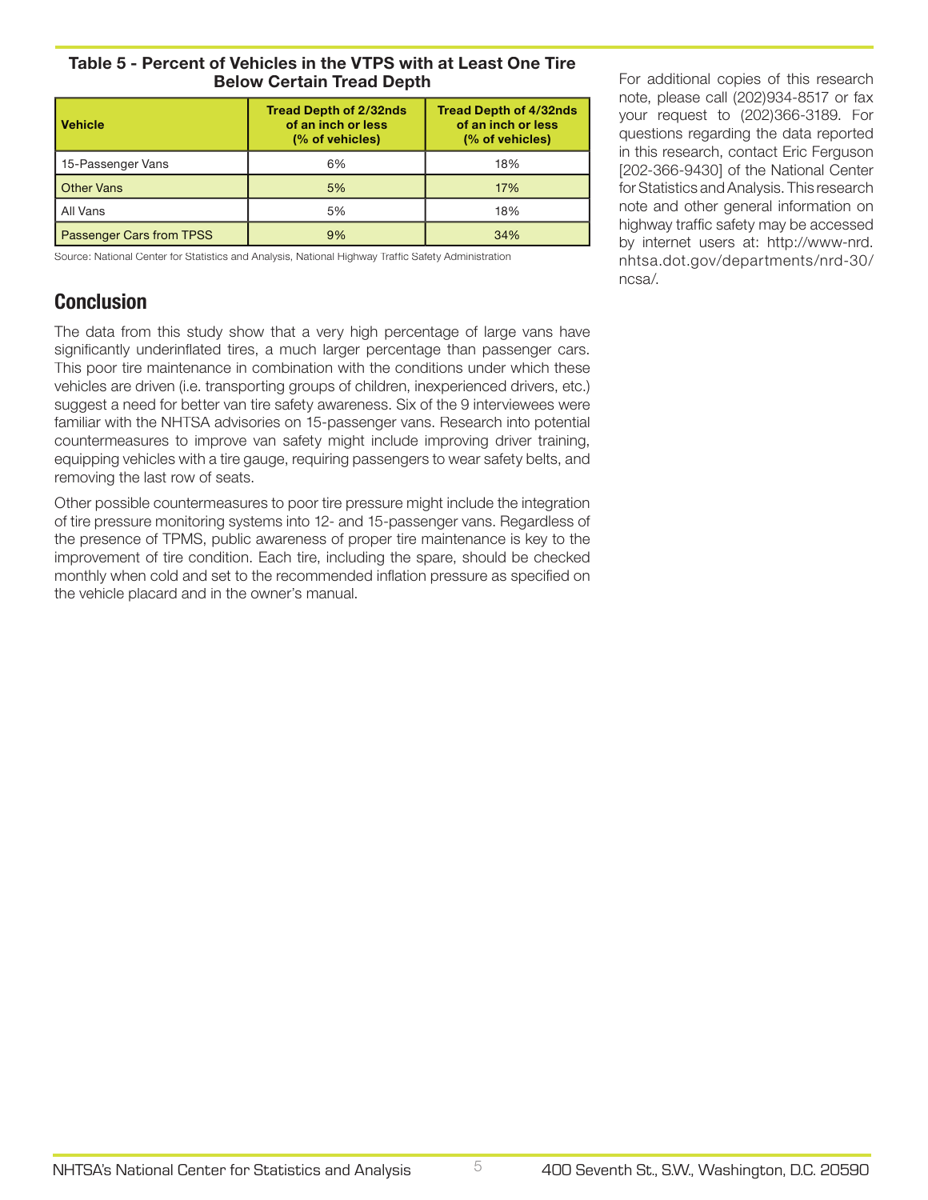**Table 5 - Percent of Vehicles in the VTPS with at Least One Tire Below Certain Tread Depth**

| Vehicle | Tread Depth of 2/32nds of an inch or less (% of vehicles) | Tread Depth of 4/32nds of an inch or less (% of vehicles) |
|---|---|---|
| 15-Passenger Vans | 6% | 18% |
| Other Vans | 5% | 17% |
| All Vans | 5% | 18% |
| Passenger Cars from TPSS | 9% | 34% |

Source: National Center for Statistics and Analysis, National Highway Traffic Safety Administration

## Conclusion

The data from this study show that a very high percentage of large vans have significantly underinflated tires, a much larger percentage than passenger cars. This poor tire maintenance in combination with the conditions under which these vehicles are driven (i.e. transporting groups of children, inexperienced drivers, etc.) suggest a need for better van tire safety awareness. Six of the 9 interviewees were familiar with the NHTSA advisories on 15-passenger vans. Research into potential countermeasures to improve van safety might include improving driver training, equipping vehicles with a tire gauge, requiring passengers to wear safety belts, and removing the last row of seats.

Other possible countermeasures to poor tire pressure might include the integration of tire pressure monitoring systems into 12- and 15-passenger vans. Regardless of the presence of TPMS, public awareness of proper tire maintenance is key to the improvement of tire condition. Each tire, including the spare, should be checked monthly when cold and set to the recommended inflation pressure as specified on the vehicle placard and in the owner's manual.

For additional copies of this research note, please call (202)934-8517 or fax your request to (202)366-3189. For questions regarding the data reported in this research, contact Eric Ferguson [202-366-9430] of the National Center for Statistics and Analysis. This research note and other general information on highway traffic safety may be accessed by internet users at: http://www-nrd.nhtsa.dot.gov/departments/nrd-30/ncsa/.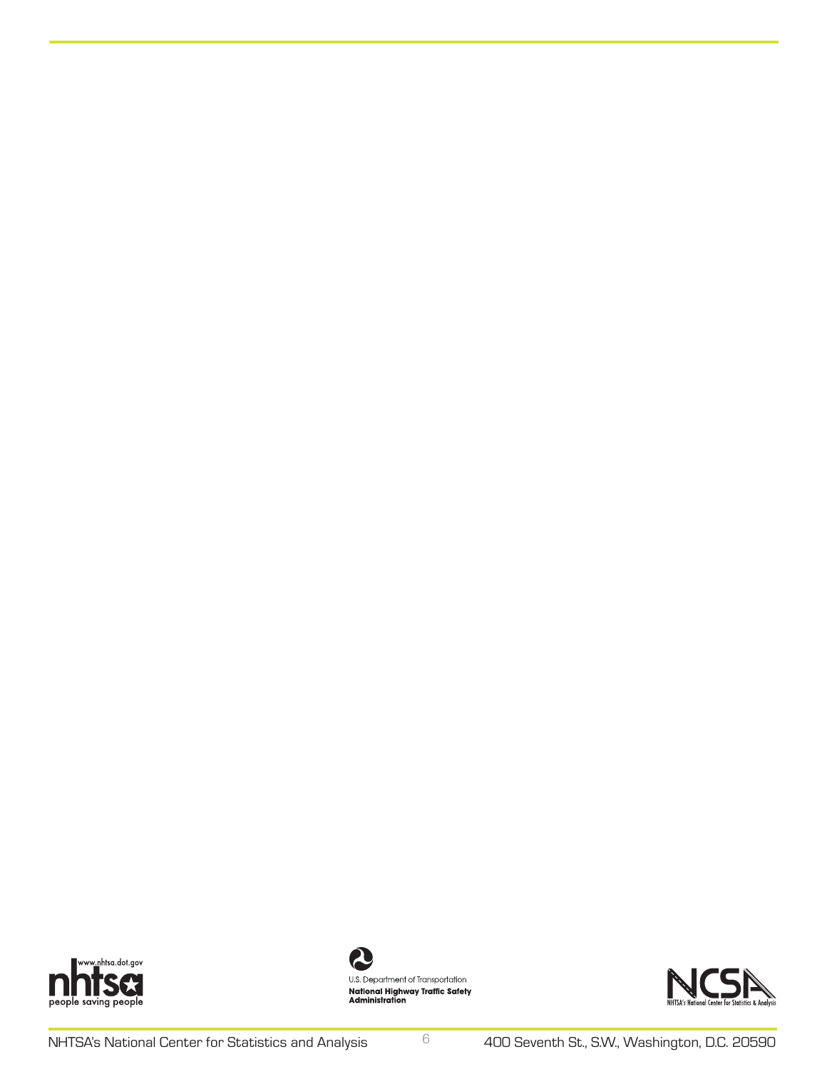U.S. Department of Transportation
**National Highway Traffic Safety Administration**